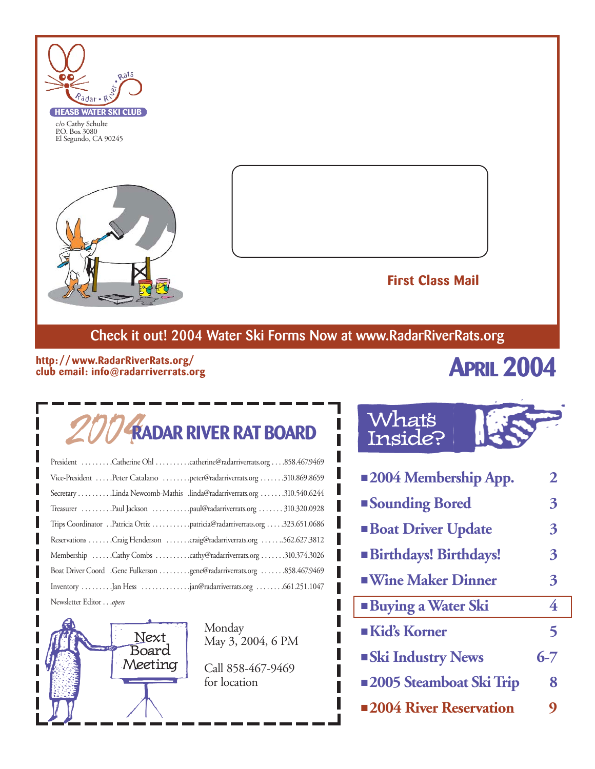Radar • River • Rats

HEASB WATER SKI CLUB

c/o Cathy Schulte
P.O. Box 3080
El Segundo, CA 90245

**First Class Mail**

**Check it out! 2004 Water Ski Forms Now at www.RadarRiverRats.org**

**http://www.RadarRiverRats.org/**
**club email: info@radarriverrats.org**

# April 2004

## 2004 RADAR RIVER RAT BOARD

| Position | Name | Email | Phone |
|---|---|---|---|
| President | Catherine Ohl | catherine@radarriverrats.org | 858.467.9469 |
| Vice-President | Peter Catalano | peter@radarriverrats.org | 310.869.8659 |
| Secretary | Linda Newcomb-Mathis | linda@radarriverrats.org | 310.540.6244 |
| Treasurer | Paul Jackson | paul@radarriverrats.org | 310.320.0928 |
| Trips Coordinator | Patricia Ortiz | patricia@radarriverrats.org | 323.651.0686 |
| Reservations | Craig Henderson | craig@radarriverrats.org | 562.627.3812 |
| Membership | Cathy Combs | cathy@radarriverrats.org | 310.374.3026 |
| Boat Driver Coord | Gene Fulkerson | gene@radarriverrats.org | 858.467.9469 |
| Inventory | Jan Hess | jan@radarriverrats.org | 661.251.1047 |
| Newsletter Editor | *open* | | |

**Next Board Meeting**

Monday
May 3, 2004, 6 PM

Call 858-467-9469
for location

## What's Inside?

| Article | Page |
|---|---|
| ■ 2004 Membership App. | 2 |
| ■ Sounding Bored | 3 |
| ■ Boat Driver Update | 3 |
| ■ Birthdays! Birthdays! | 3 |
| ■ Wine Maker Dinner | 3 |
| ■ Buying a Water Ski | 4 |
| ■ Kid's Korner | 5 |
| ■ Ski Industry News | 6-7 |
| ■ 2005 Steamboat Ski Trip | 8 |
| ■ 2004 River Reservation | 9 |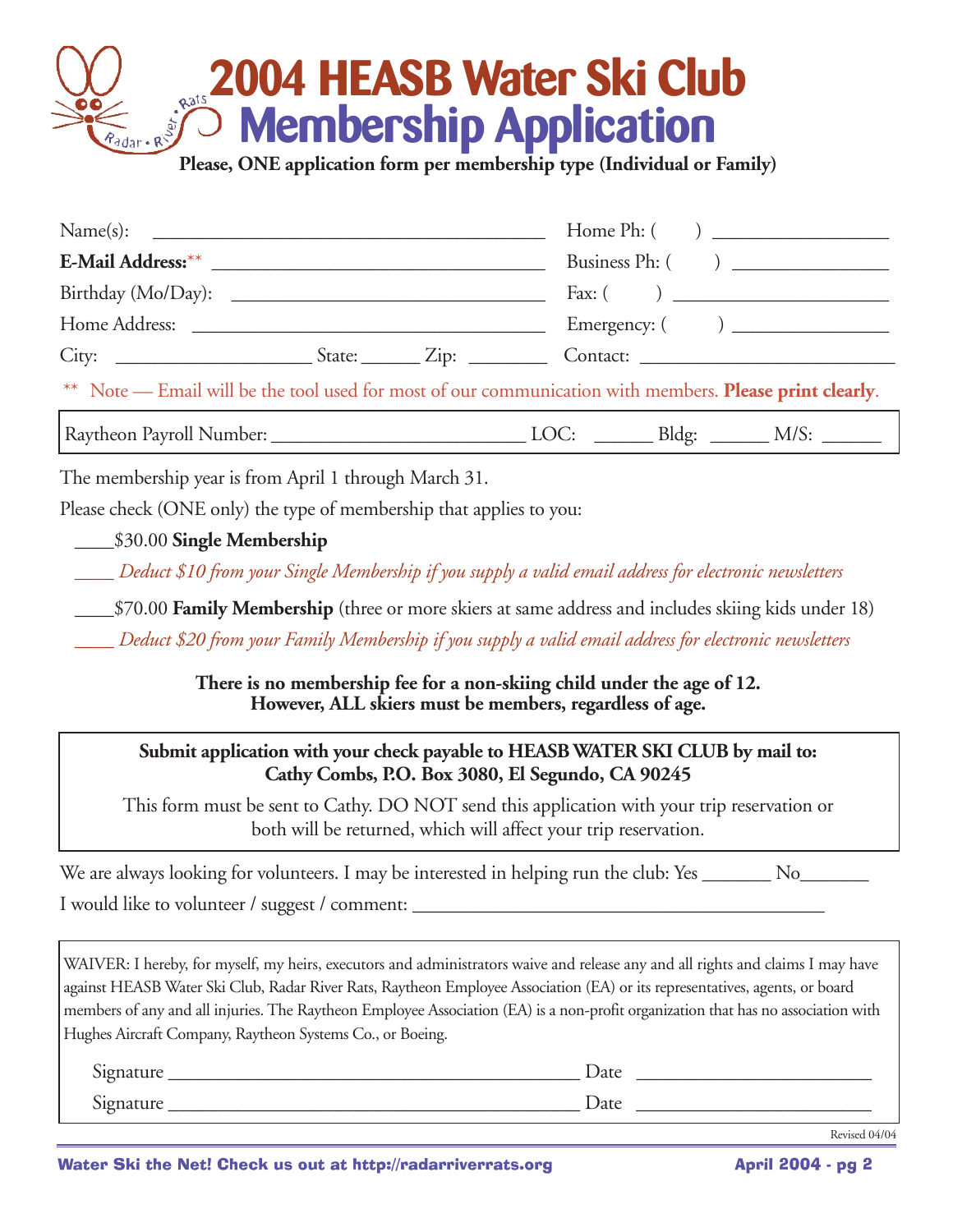# 2004 HEASB Water Ski Club Membership Application

**Please, ONE application form per membership type (Individual or Family)**

Name(s): ________________________________________ Home Ph: (      ) ________________

**E-Mail Address:**** ________________________________ Business Ph: (      ) ______________

Birthday (Mo/Day): ______________________________ Fax: (      ) ____________________

Home Address: __________________________________ Emergency: (      ) ______________

City: ___________________ State: ______ Zip: ________ Contact: _______________________

** Note — Email will be the tool used for most of our communication with members. **Please print clearly**.

Raytheon Payroll Number: _________________________ LOC: ______ Bldg: ______ M/S: ______

The membership year is from April 1 through March 31.

Please check (ONE only) the type of membership that applies to you:

____$30.00 **Single Membership**

____ *Deduct $10 from your Single Membership if you supply a valid email address for electronic newsletters*

____$70.00 **Family Membership** (three or more skiers at same address and includes skiing kids under 18)

____ *Deduct $20 from your Family Membership if you supply a valid email address for electronic newsletters*

**There is no membership fee for a non-skiing child under the age of 12.**
**However, ALL skiers must be members, regardless of age.**

**Submit application with your check payable to HEASB WATER SKI CLUB by mail to:**
**Cathy Combs, P.O. Box 3080, El Segundo, CA 90245**

This form must be sent to Cathy. DO NOT send this application with your trip reservation or both will be returned, which will affect your trip reservation.

We are always looking for volunteers. I may be interested in helping run the club: Yes _______ No_______

I would like to volunteer / suggest / comment: ________________________________________

WAIVER: I hereby, for myself, my heirs, executors and administrators waive and release any and all rights and claims I may have against HEASB Water Ski Club, Radar River Rats, Raytheon Employee Association (EA) or its representatives, agents, or board members of any and all injuries. The Raytheon Employee Association (EA) is a non-profit organization that has no association with Hughes Aircraft Company, Raytheon Systems Co., or Boeing.

Signature ________________________________________ Date ______________________

Signature ________________________________________ Date ______________________

Revised 04/04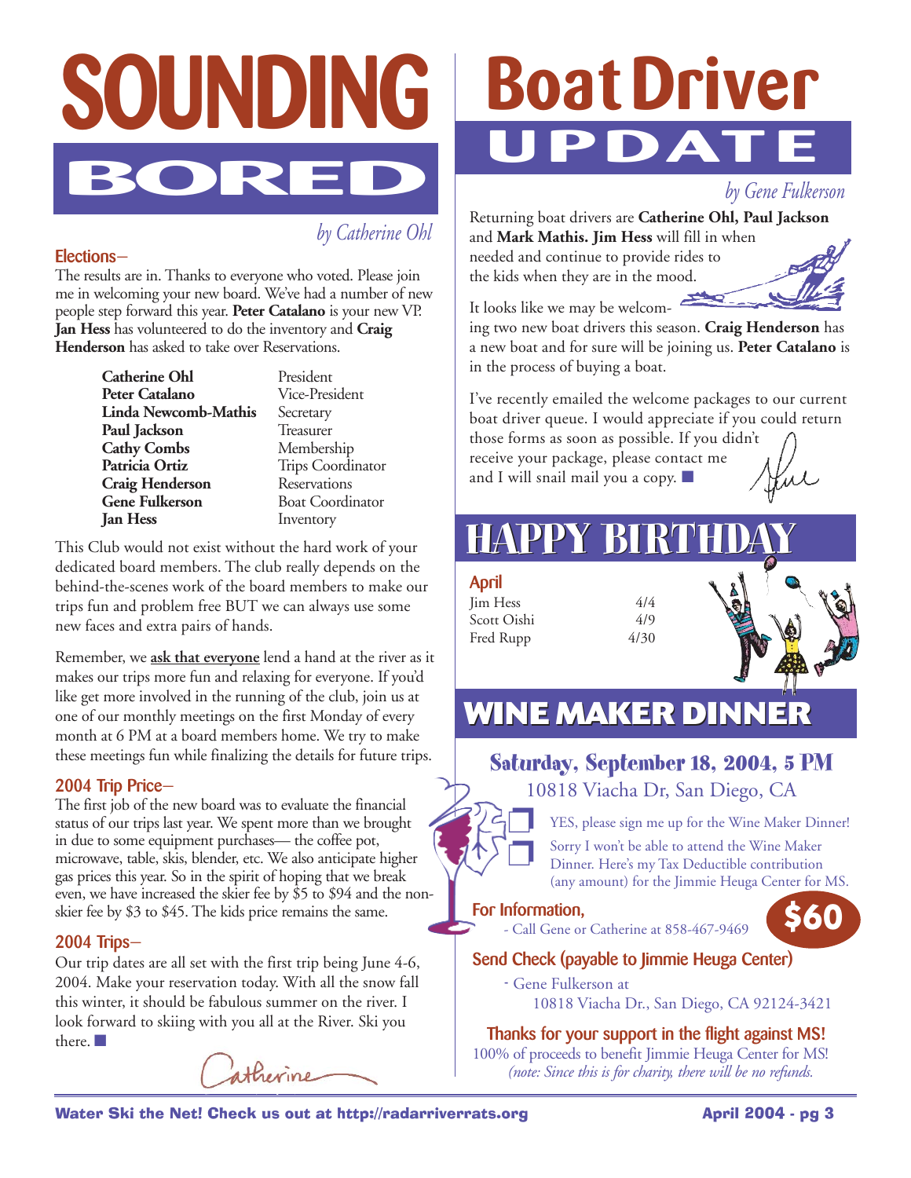# SOUNDING BORED

*by Catherine Ohl*

### Elections–

The results are in. Thanks to everyone who voted. Please join me in welcoming your new board. We've had a number of new people step forward this year. **Peter Catalano** is your new VP. **Jan Hess** has volunteered to do the inventory and **Craig Henderson** has asked to take over Reservations.

| Name | Position |
|---|---|
| **Catherine Ohl** | President |
| **Peter Catalano** | Vice-President |
| **Linda Newcomb-Mathis** | Secretary |
| **Paul Jackson** | Treasurer |
| **Cathy Combs** | Membership |
| **Patricia Ortiz** | Trips Coordinator |
| **Craig Henderson** | Reservations |
| **Gene Fulkerson** | Boat Coordinator |
| **Jan Hess** | Inventory |

This Club would not exist without the hard work of your dedicated board members. The club really depends on the behind-the-scenes work of the board members to make our trips fun and problem free BUT we can always use some new faces and extra pairs of hands.

Remember, we <u>**ask that everyone**</u> lend a hand at the river as it makes our trips more fun and relaxing for everyone. If you'd like get more involved in the running of the club, join us at one of our monthly meetings on the first Monday of every month at 6 PM at a board members home. We try to make these meetings fun while finalizing the details for future trips.

### 2004 Trip Price–

The first job of the new board was to evaluate the financial status of our trips last year. We spent more than we brought in due to some equipment purchases— the coffee pot, microwave, table, skis, blender, etc. We also anticipate higher gas prices this year. So in the spirit of hoping that we break even, we have increased the skier fee by $5 to $94 and the non-skier fee by $3 to $45. The kids price remains the same.

### 2004 Trips–

Our trip dates are all set with the first trip being June 4-6, 2004. Make your reservation today. With all the snow fall this winter, it should be fabulous summer on the river. I look forward to skiing with you all at the River. Ski you there. ■

Catherine

# Boat Driver UPDATE

*by Gene Fulkerson*

Returning boat drivers are **Catherine Ohl, Paul Jackson** and **Mark Mathis. Jim Hess** will fill in when needed and continue to provide rides to the kids when they are in the mood.

It looks like we may be welcoming two new boat drivers this season. **Craig Henderson** has a new boat and for sure will be joining us. **Peter Catalano** is in the process of buying a boat.

I've recently emailed the welcome packages to our current boat driver queue. I would appreciate if you could return those forms as soon as possible. If you didn't receive your package, please contact me and I will snail mail you a copy. ■

Gene

# HAPPY BIRTHDAY

### April

| Name | Date |
|---|---|
| Jim Hess | 4/4 |
| Scott Oishi | 4/9 |
| Fred Rupp | 4/30 |

# WINE MAKER DINNER

## Saturday, September 18, 2004, 5 PM

10818 Viacha Dr, San Diego, CA

❐ YES, please sign me up for the Wine Maker Dinner!

❐ Sorry I won't be able to attend the Wine Maker Dinner. Here's my Tax Deductible contribution (any amount) for the Jimmie Heuga Center for MS.

**$60**

### For Information,

- Call Gene or Catherine at 858-467-9469

### Send Check (payable to Jimmie Heuga Center)

- Gene Fulkerson at
  10818 Viacha Dr., San Diego, CA 92124-3421

**Thanks for your support in the flight against MS!**

100% of proceeds to benefit Jimmie Heuga Center for MS!

*(note: Since this is for charity, there will be no refunds.*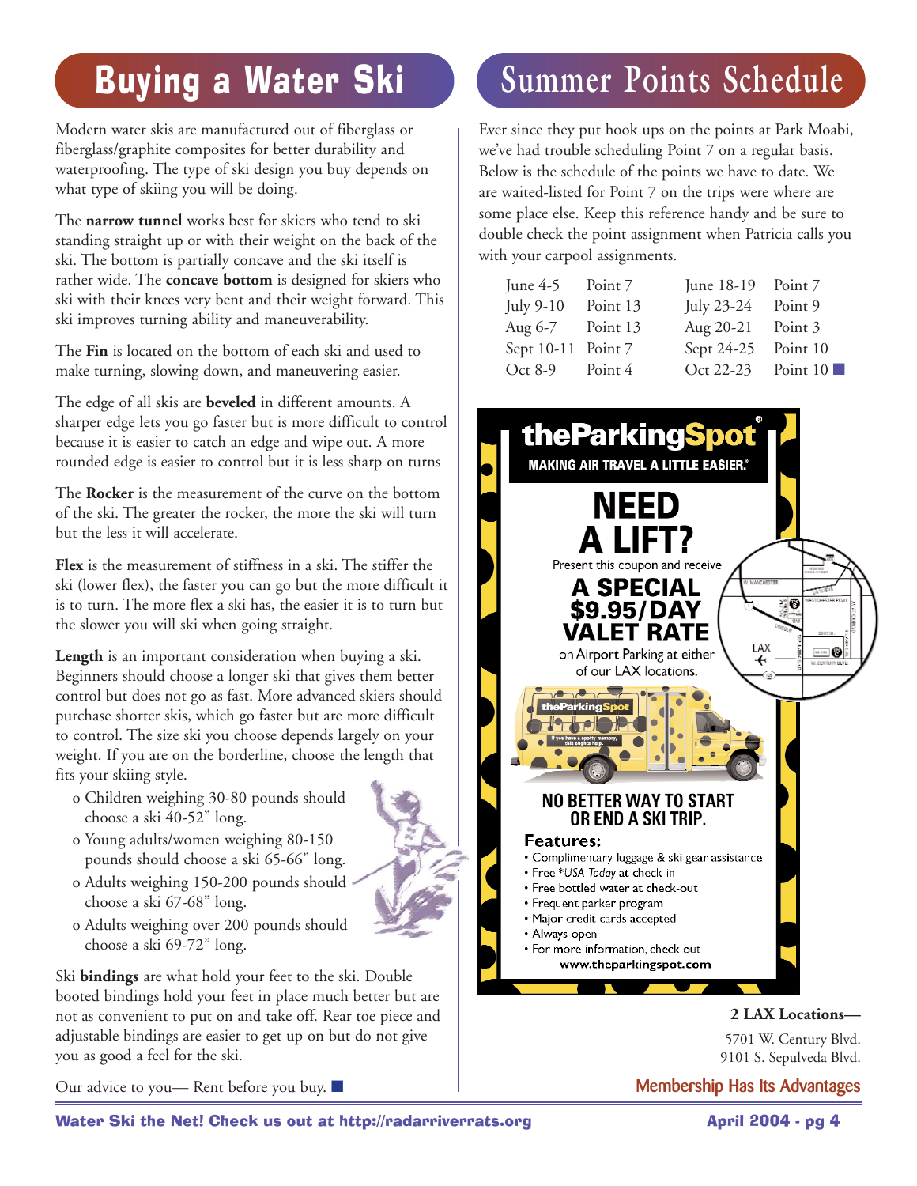# Buying a Water Ski

Modern water skis are manufactured out of fiberglass or fiberglass/graphite composites for better durability and waterproofing. The type of ski design you buy depends on what type of skiing you will be doing.

The **narrow tunnel** works best for skiers who tend to ski standing straight up or with their weight on the back of the ski. The bottom is partially concave and the ski itself is rather wide. The **concave bottom** is designed for skiers who ski with their knees very bent and their weight forward. This ski improves turning ability and maneuverability.

The **Fin** is located on the bottom of each ski and used to make turning, slowing down, and maneuvering easier.

The edge of all skis are **beveled** in different amounts. A sharper edge lets you go faster but is more difficult to control because it is easier to catch an edge and wipe out. A more rounded edge is easier to control but it is less sharp on turns

The **Rocker** is the measurement of the curve on the bottom of the ski. The greater the rocker, the more the ski will turn but the less it will accelerate.

**Flex** is the measurement of stiffness in a ski. The stiffer the ski (lower flex), the faster you can go but the more difficult it is to turn. The more flex a ski has, the easier it is to turn but the slower you will ski when going straight.

**Length** is an important consideration when buying a ski. Beginners should choose a longer ski that gives them better control but does not go as fast. More advanced skiers should purchase shorter skis, which go faster but are more difficult to control. The size ski you choose depends largely on your weight. If you are on the borderline, choose the length that fits your skiing style.

- Children weighing 30-80 pounds should choose a ski 40-52" long.
- Young adults/women weighing 80-150 pounds should choose a ski 65-66" long.
- Adults weighing 150-200 pounds should choose a ski 67-68" long.
- Adults weighing over 200 pounds should choose a ski 69-72" long.

Ski **bindings** are what hold your feet to the ski. Double booted bindings hold your feet in place much better but are not as convenient to put on and take off. Rear toe piece and adjustable bindings are easier to get up on but do not give you as good a feel for the ski.

Our advice to you— Rent before you buy.

# Summer Points Schedule

Ever since they put hook ups on the points at Park Moabi, we've had trouble scheduling Point 7 on a regular basis. Below is the schedule of the points we have to date. We are waited-listed for Point 7 on the trips were where are some place else. Keep this reference handy and be sure to double check the point assignment when Patricia calls you with your carpool assignments.

| Date | Point | Date | Point |
|---|---|---|---|
| June 4-5 | Point 7 | June 18-19 | Point 7 |
| July 9-10 | Point 13 | July 23-24 | Point 9 |
| Aug 6-7 | Point 13 | Aug 20-21 | Point 3 |
| Sept 10-11 | Point 7 | Sept 24-25 | Point 10 |
| Oct 8-9 | Point 4 | Oct 22-23 | Point 10 |

**theParkingSpot®**
MAKING AIR TRAVEL A LITTLE EASIER.®

**NEED A LIFT?**

Present this coupon and receive

**A SPECIAL $9.95/DAY VALET RATE**

on Airport Parking at either of our LAX locations.

**NO BETTER WAY TO START OR END A SKI TRIP.**

**Features:**

- Complimentary luggage & ski gear assistance
- Free *USA Today* at check-in
- Free bottled water at check-out
- Frequent parker program
- Major credit cards accepted
- Always open
- For more information, check out **www.theparkingspot.com**

**2 LAX Locations—**

5701 W. Century Blvd.
9101 S. Sepulveda Blvd.

Membership Has Its Advantages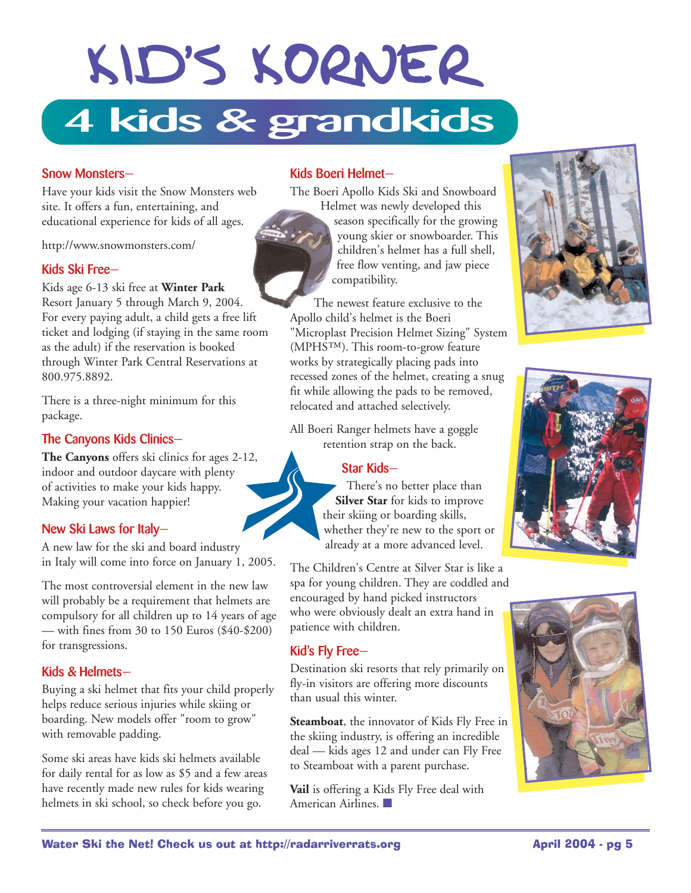# KID'S KORNER

## 4 kids & grandkids

### Snow Monsters–

Have your kids visit the Snow Monsters web site. It offers a fun, entertaining, and educational experience for kids of all ages.

http://www.snowmonsters.com/

### Kids Ski Free–

Kids age 6-13 ski free at **Winter Park** Resort January 5 through March 9, 2004. For every paying adult, a child gets a free lift ticket and lodging (if staying in the same room as the adult) if the reservation is booked through Winter Park Central Reservations at 800.975.8892.

There is a three-night minimum for this package.

### The Canyons Kids Clinics–

**The Canyons** offers ski clinics for ages 2-12, indoor and outdoor daycare with plenty of activities to make your kids happy. Making your vacation happier!

### New Ski Laws for Italy–

A new law for the ski and board industry in Italy will come into force on January 1, 2005.

The most controversial element in the new law will probably be a requirement that helmets are compulsory for all children up to 14 years of age — with fines from 30 to 150 Euros ($40-$200) for transgressions.

### Kids & Helmets–

Buying a ski helmet that fits your child properly helps reduce serious injuries while skiing or boarding. New models offer "room to grow" with removable padding.

Some ski areas have kids ski helmets available for daily rental for as low as $5 and a few areas have recently made new rules for kids wearing helmets in ski school, so check before you go.

### Kids Boeri Helmet–

The Boeri Apollo Kids Ski and Snowboard Helmet was newly developed this season specifically for the growing young skier or snowboarder. This children's helmet has a full shell, free flow venting, and jaw piece compatibility.

The newest feature exclusive to the Apollo child's helmet is the Boeri "Microplast Precision Helmet Sizing" System (MPHS™). This room-to-grow feature works by strategically placing pads into recessed zones of the helmet, creating a snug fit while allowing the pads to be removed, relocated and attached selectively.

All Boeri Ranger helmets have a goggle retention strap on the back.

### Star Kids–

There's no better place than **Silver Star** for kids to improve their skiing or boarding skills, whether they're new to the sport or already at a more advanced level.

The Children's Centre at Silver Star is like a spa for young children. They are coddled and encouraged by hand picked instructors who were obviously dealt an extra hand in patience with children.

### Kid's Fly Free–

Destination ski resorts that rely primarily on fly-in visitors are offering more discounts than usual this winter.

**Steamboat**, the innovator of Kids Fly Free in the skiing industry, is offering an incredible deal — kids ages 12 and under can Fly Free to Steamboat with a parent purchase.

**Vail** is offering a Kids Fly Free deal with American Airlines. ■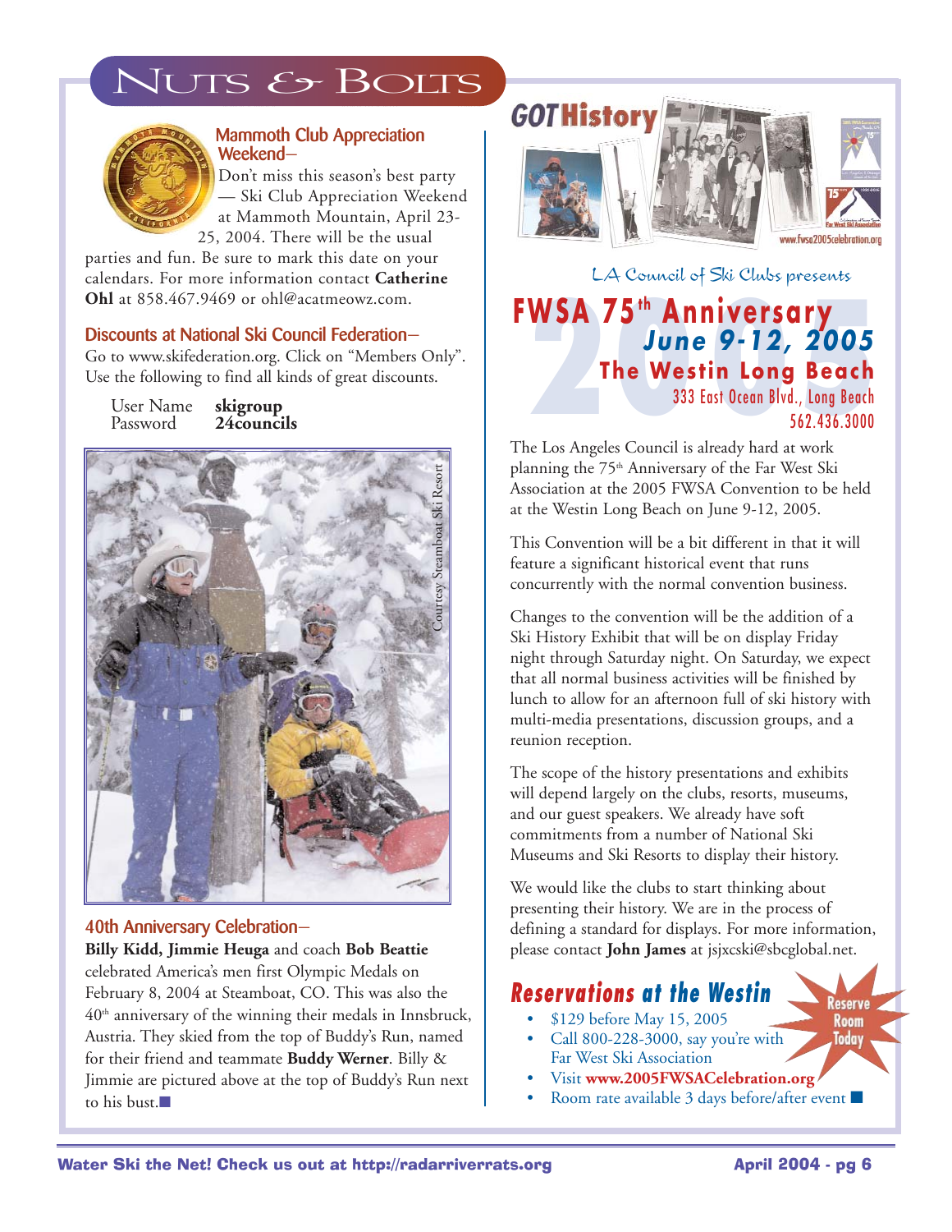# NUTS & BOLTS

### Mammoth Club Appreciation Weekend–

Don't miss this season's best party — Ski Club Appreciation Weekend at Mammoth Mountain, April 23-25, 2004. There will be the usual parties and fun. Be sure to mark this date on your calendars. For more information contact **Catherine Ohl** at 858.467.9469 or ohl@acatmeowz.com.

### Discounts at National Ski Council Federation–

Go to www.skifederation.org. Click on "Members Only". Use the following to find all kinds of great discounts.

| | |
|---|---|
| User Name | **skigroup** |
| Password | **24councils** |

Courtesy Steamboat Ski Resort

### 40th Anniversary Celebration–

**Billy Kidd, Jimmie Heuga** and coach **Bob Beattie** celebrated America's men first Olympic Medals on February 8, 2004 at Steamboat, CO. This was also the 40th anniversary of the winning their medals in Innsbruck, Austria. They skied from the top of Buddy's Run, named for their friend and teammate **Buddy Werner**. Billy & Jimmie are pictured above at the top of Buddy's Run next to his bust.■

**GOT History**

www.fwsa2005celebration.org

LA Council of Ski Clubs presents

## FWSA 75th Anniversary

**June 9-12, 2005**

**The Westin Long Beach**

333 East Ocean Blvd., Long Beach

562.436.3000

The Los Angeles Council is already hard at work planning the 75th Anniversary of the Far West Ski Association at the 2005 FWSA Convention to be held at the Westin Long Beach on June 9-12, 2005.

This Convention will be a bit different in that it will feature a significant historical event that runs concurrently with the normal convention business.

Changes to the convention will be the addition of a Ski History Exhibit that will be on display Friday night through Saturday night. On Saturday, we expect that all normal business activities will be finished by lunch to allow for an afternoon full of ski history with multi-media presentations, discussion groups, and a reunion reception.

The scope of the history presentations and exhibits will depend largely on the clubs, resorts, museums, and our guest speakers. We already have soft commitments from a number of National Ski Museums and Ski Resorts to display their history.

We would like the clubs to start thinking about presenting their history. We are in the process of defining a standard for displays. For more information, please contact **John James** at jsjxcski@sbcglobal.net.

### Reservations at the Westin

**Reserve Room Today**

- $129 before May 15, 2005
- Call 800-228-3000, say you're with Far West Ski Association
- Visit **www.2005FWSACelebration.org**
- Room rate available 3 days before/after event ■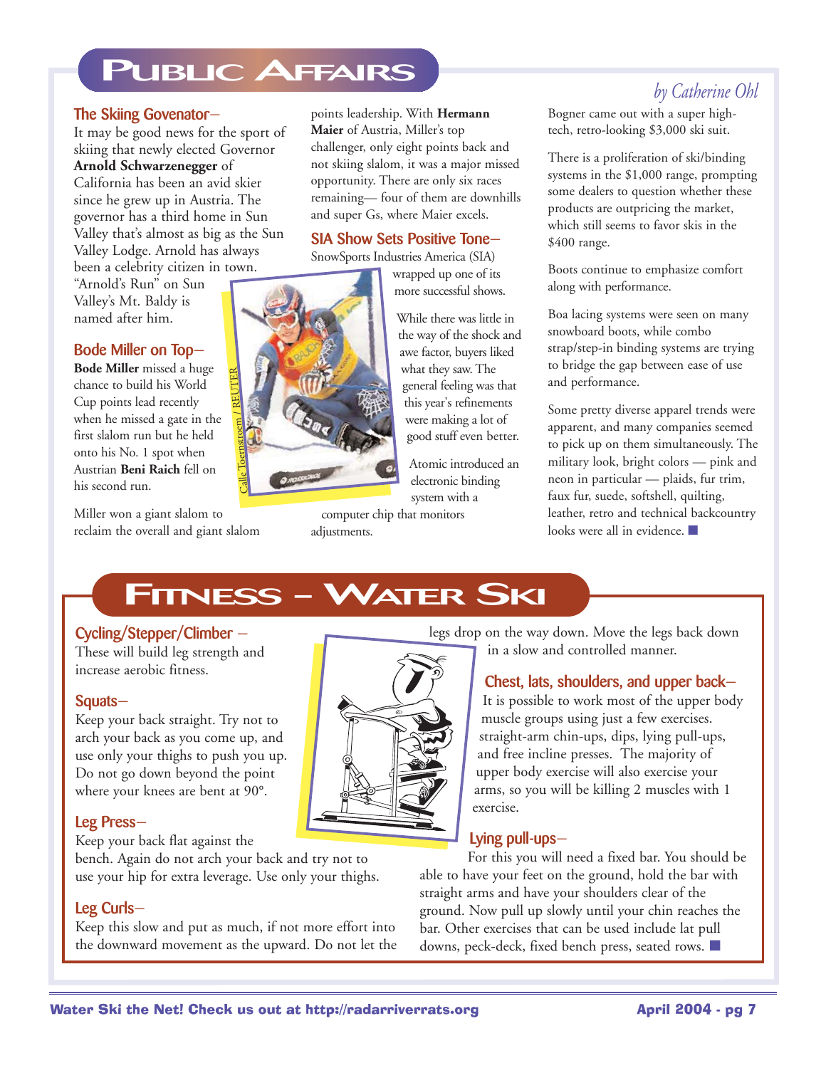# PUBLIC AFFAIRS

*by Catherine Ohl*

### The Skiing Govenator–

It may be good news for the sport of skiing that newly elected Governor **Arnold Schwarzenegger** of California has been an avid skier since he grew up in Austria. The governor has a third home in Sun Valley that's almost as big as the Sun Valley Lodge. Arnold has always been a celebrity citizen in town. "Arnold's Run" on Sun Valley's Mt. Baldy is named after him.

### Bode Miller on Top–

**Bode Miller** missed a huge chance to build his World Cup points lead recently when he missed a gate in the first slalom run but he held onto his No. 1 spot when Austrian **Beni Raich** fell on his second run.

Miller won a giant slalom to reclaim the overall and giant slalom points leadership. With **Hermann Maier** of Austria, Miller's top challenger, only eight points back and not skiing slalom, it was a major missed opportunity. There are only six races remaining— four of them are downhills and super Gs, where Maier excels.

Calle Toernstroem / REUTER

### SIA Show Sets Positive Tone–

SnowSports Industries America (SIA) wrapped up one of its more successful shows.

While there was little in the way of the shock and awe factor, buyers liked what they saw. The general feeling was that this year's refinements were making a lot of good stuff even better.

Atomic introduced an electronic binding system with a computer chip that monitors adjustments.

Bogner came out with a super high-tech, retro-looking $3,000 ski suit.

There is a proliferation of ski/binding systems in the $1,000 range, prompting some dealers to question whether these products are outpricing the market, which still seems to favor skis in the $400 range.

Boots continue to emphasize comfort along with performance.

Boa lacing systems were seen on many snowboard boots, while combo strap/step-in binding systems are trying to bridge the gap between ease of use and performance.

Some pretty diverse apparel trends were apparent, and many companies seemed to pick up on them simultaneously. The military look, bright colors — pink and neon in particular — plaids, fur trim, faux fur, suede, softshell, quilting, leather, retro and technical backcountry looks were all in evidence. ■

# FITNESS – WATER SKI

### Cycling/Stepper/Climber –

These will build leg strength and increase aerobic fitness.

### Squats–

Keep your back straight. Try not to arch your back as you come up, and use only your thighs to push you up. Do not go down beyond the point where your knees are bent at 90°.

### Leg Press–

Keep your back flat against the bench. Again do not arch your back and try not to use your hip for extra leverage. Use only your thighs.

### Leg Curls–

Keep this slow and put as much, if not more effort into the downward movement as the upward. Do not let the legs drop on the way down. Move the legs back down in a slow and controlled manner.

### Chest, lats, shoulders, and upper back–

It is possible to work most of the upper body muscle groups using just a few exercises. straight-arm chin-ups, dips, lying pull-ups, and free incline presses. The majority of upper body exercise will also exercise your arms, so you will be killing 2 muscles with 1 exercise.

### Lying pull-ups–

For this you will need a fixed bar. You should be able to have your feet on the ground, hold the bar with straight arms and have your shoulders clear of the ground. Now pull up slowly until your chin reaches the bar. Other exercises that can be used include lat pull downs, peck-deck, fixed bench press, seated rows. ■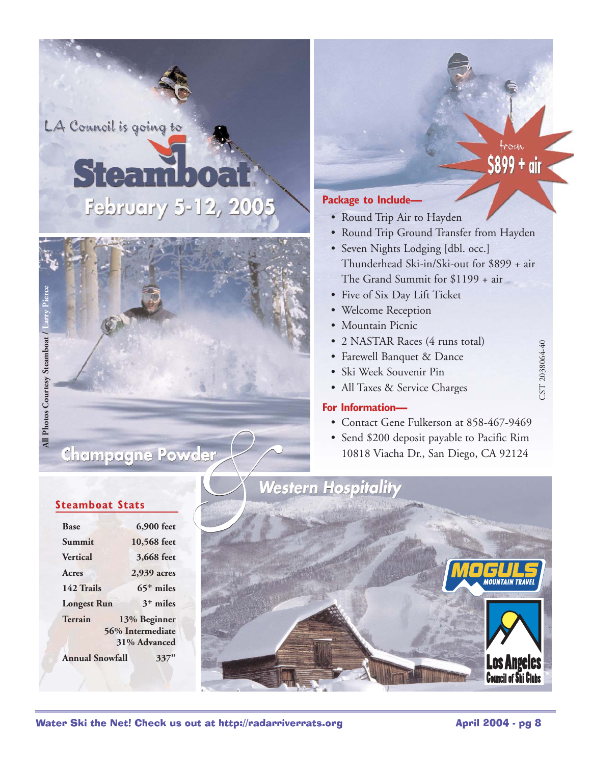LA Council is going to

# Steamboat

## February 5-12, 2005

from **$899 + air**

### Package to Include—

- Round Trip Air to Hayden
- Round Trip Ground Transfer from Hayden
- Seven Nights Lodging [dbl. occ.]
  Thunderhead Ski-in/Ski-out for $899 + air
  The Grand Summit for $1199 + air
- Five of Six Day Lift Ticket
- Welcome Reception
- Mountain Picnic
- 2 NASTAR Races (4 runs total)
- Farewell Banquet & Dance
- Ski Week Souvenir Pin
- All Taxes & Service Charges

### For Information—

- Contact Gene Fulkerson at 858-467-9469
- Send $200 deposit payable to Pacific Rim
  10818 Viacha Dr., San Diego, CA 92124

CST 2038064-40

All Photos Courtesy Steamboat / Larry Pierce

**Champagne Powder & Western Hospitality**

### Steamboat Stats

| | |
|---|---|
| Base | 6,900 feet |
| Summit | 10,568 feet |
| Vertical | 3,668 feet |
| Acres | 2,939 acres |
| 142 Trails | 65+ miles |
| Longest Run | 3+ miles |
| Terrain | 13% Beginner<br>56% Intermediate<br>31% Advanced |
| Annual Snowfall | 337" |

MOGULS MOUNTAIN TRAVEL

Los Angeles Council of Ski Clubs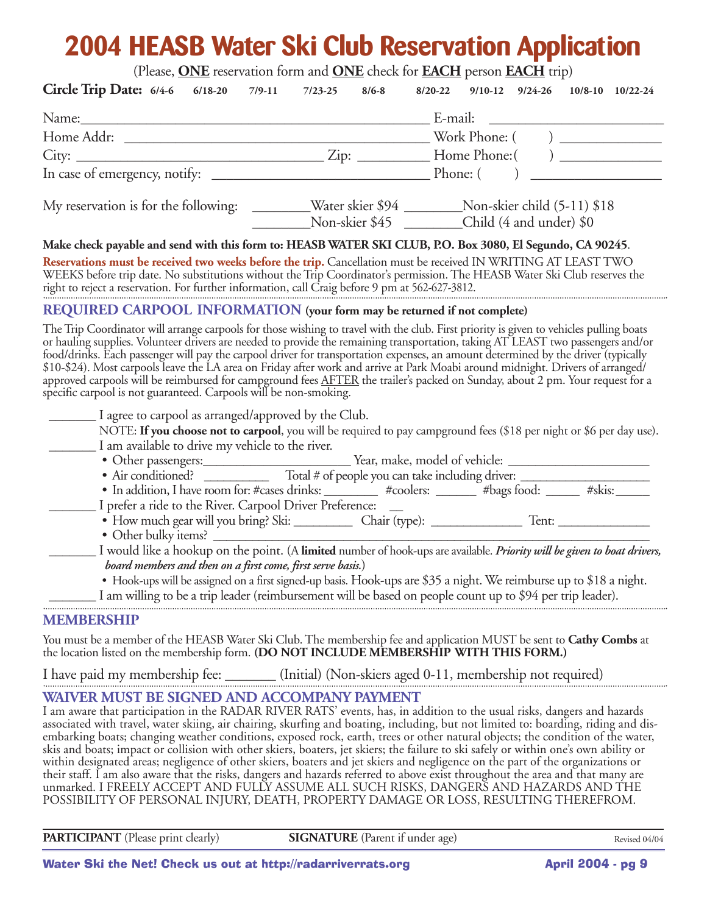# 2004 HEASB Water Ski Club Reservation Application

(Please, **ONE** reservation form and **ONE** check for **EACH** person **EACH** trip)

**Circle Trip Date:** 6/4-6   6/18-20   7/9-11   7/23-25   8/6-8   8/20-22   9/10-12   9/24-26   10/8-10   10/22-24

Name:_______________________________________________ E-mail: ________________________

Home Addr: __________________________________________ Work Phone: (     ) _____________

City: _______________________________ Zip: __________ Home Phone:(     ) _____________

In case of emergency, notify: ______________________________ Phone: (     ) ________________

My reservation is for the following: ________Water skier $94 ________Non-skier child (5-11) $18
________Non-skier $45 ________Child (4 and under) $0

**Make check payable and send with this form to: HEASB WATER SKI CLUB, P.O. Box 3080, El Segundo, CA 90245**.

**Reservations must be received two weeks before the trip.** Cancellation must be received IN WRITING AT LEAST TWO WEEKS before trip date. No substitutions without the Trip Coordinator's permission. The HEASB Water Ski Club reserves the right to reject a reservation. For further information, call Craig before 9 pm at 562-627-3812.

## REQUIRED CARPOOL INFORMATION (your form may be returned if not complete)

The Trip Coordinator will arrange carpools for those wishing to travel with the club. First priority is given to vehicles pulling boats or hauling supplies. Volunteer drivers are needed to provide the remaining transportation, taking AT LEAST two passengers and/or food/drinks. Each passenger will pay the carpool driver for transportation expenses, an amount determined by the driver (typically $10-$24). Most carpools leave the LA area on Friday after work and arrive at Park Moabi around midnight. Drivers of arranged/approved carpools will be reimbursed for campground fees AFTER the trailer's packed on Sunday, about 2 pm. Your request for a specific carpool is not guaranteed. Carpools will be non-smoking.

_______ I agree to carpool as arranged/approved by the Club.

NOTE: **If you choose not to carpool**, you will be required to pay campground fees ($18 per night or $6 per day use).

_______ I am available to drive my vehicle to the river.

- Other passengers:______________________ Year, make, model of vehicle: _____________________
- Air conditioned? __________ Total # of people you can take including driver: ___________________
- In addition, I have room for: #cases drinks: ________ #coolers: ______ #bags food: _____ #skis:_____

_______ I prefer a ride to the River. Carpool Driver Preference: __

- How much gear will you bring? Ski: _________ Chair (type): ______________ Tent: ______________
- Other bulky items? ________________________________________________________________

_______ I would like a hookup on the point. (A **limited** number of hook-ups are available. ***Priority will be given to boat drivers, board members and then on a first come, first serve basis.***)

- Hook-ups will be assigned on a first signed-up basis. Hook-ups are $35 a night. We reimburse up to $18 a night.

_______ I am willing to be a trip leader (reimbursement will be based on people count up to $94 per trip leader).

## MEMBERSHIP

You must be a member of the HEASB Water Ski Club. The membership fee and application MUST be sent to **Cathy Combs** at the location listed on the membership form. **(DO NOT INCLUDE MEMBERSHIP WITH THIS FORM.)**

I have paid my membership fee: _______ (Initial) (Non-skiers aged 0-11, membership not required)

## WAIVER MUST BE SIGNED AND ACCOMPANY PAYMENT

I am aware that participation in the RADAR RIVER RATS' events, has, in addition to the usual risks, dangers and hazards associated with travel, water skiing, air chairing, skurfing and boating, including, but not limited to: boarding, riding and disembarking boats; changing weather conditions, exposed rock, earth, trees or other natural objects; the condition of the water, skis and boats; impact or collision with other skiers, boaters, jet skiers; the failure to ski safely or within one's own ability or within designated areas; negligence of other skiers, boaters and jet skiers and negligence on the part of the organizations or their staff. I am also aware that the risks, dangers and hazards referred to above exist throughout the area and that many are unmarked. I FREELY ACCEPT AND FULLY ASSUME ALL SUCH RISKS, DANGERS AND HAZARDS AND THE POSSIBILITY OF PERSONAL INJURY, DEATH, PROPERTY DAMAGE OR LOSS, RESULTING THEREFROM.

**PARTICIPANT** (Please print clearly)   **SIGNATURE** (Parent if under age)   Revised 04/04

Water Ski the Net! Check us out at http://radarriverrats.org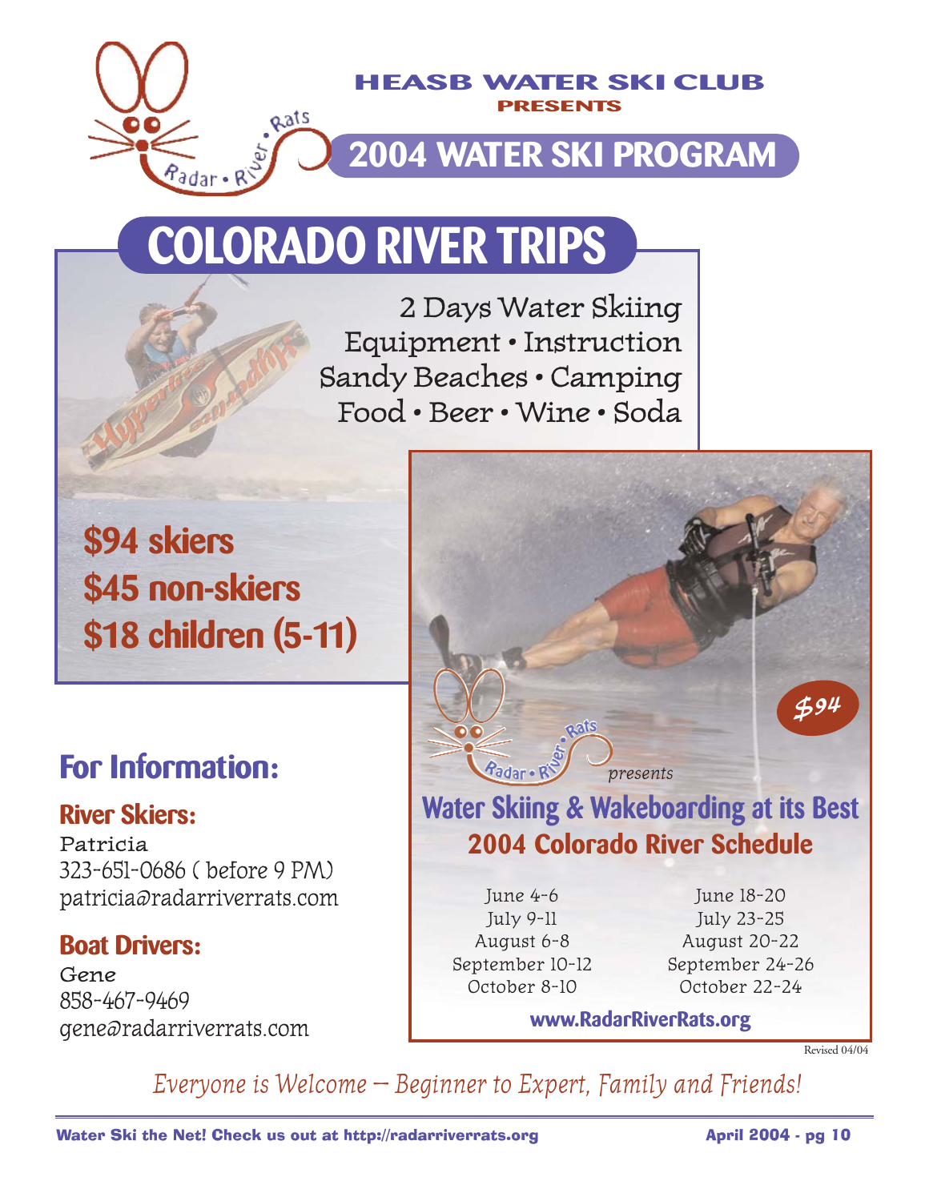**HEASB WATER SKI CLUB**
**PRESENTS**

# 2004 WATER SKI PROGRAM

## COLORADO RIVER TRIPS

2 Days Water Skiing
Equipment • Instruction
Sandy Beaches • Camping
Food • Beer • Wine • Soda

**$94 skiers**
**$45 non-skiers**
**$18 children (5-11)**

## For Information:

### River Skiers:

Patricia
323-651-0686 ( before 9 PM)
patricia@radarriverrats.com

### Boat Drivers:

Gene
858-467-9469
gene@radarriverrats.com

Radar • River • Rats *presents*

$94

### Water Skiing & Wakeboarding at its Best

### 2004 Colorado River Schedule

| | |
|---|---|
| June 4-6 | June 18-20 |
| July 9-11 | July 23-25 |
| August 6-8 | August 20-22 |
| September 10-12 | September 24-26 |
| October 8-10 | October 22-24 |

**www.RadarRiverRats.org**

Revised 04/04

*Everyone is Welcome — Beginner to Expert, Family and Friends!*

**Water Ski the Net! Check us out at http://radarriverrats.org**